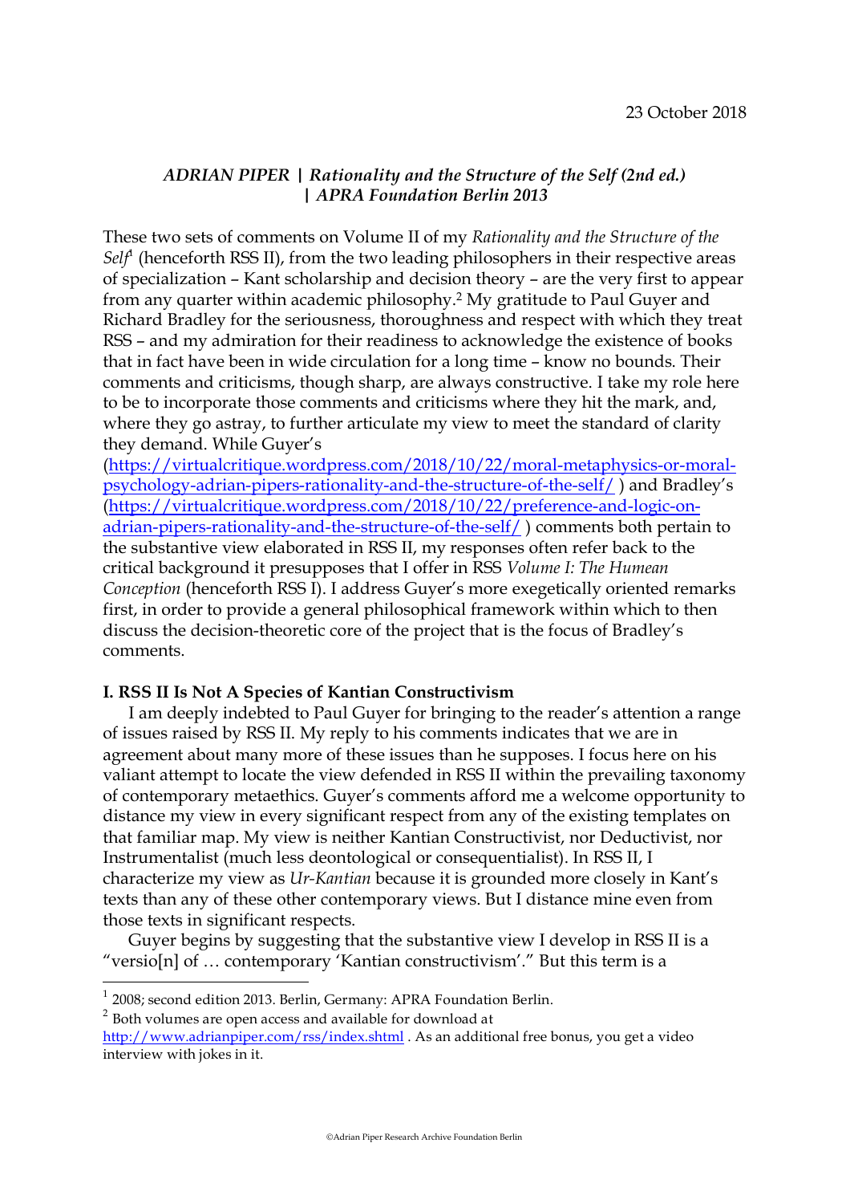23 October 2018

### *ADRIAN PIPER | Rationality and the Structure of the Self (2nd ed.) | APRA Foundation Berlin 2013*

These two sets of comments on Volume II of my *Rationality and the Structure of the Self*[1] (henceforth RSS II), from the two leading philosophers in their respective areas of specialization – Kant scholarship and decision theory – are the very first to appear from any quarter within academic philosophy.[2] My gratitude to Paul Guyer and Richard Bradley for the seriousness, thoroughness and respect with which they treat RSS – and my admiration for their readiness to acknowledge the existence of books that in fact have been in wide circulation for a long time – know no bounds. Their comments and criticisms, though sharp, are always constructive. I take my role here to be to incorporate those comments and criticisms where they hit the mark, and, where they go astray, to further articulate my view to meet the standard of clarity they demand. While Guyer's (https://virtualcritique.wordpress.com/2018/10/22/moral-metaphysics-or-moral-psychology-adrian-pipers-rationality-and-the-structure-of-the-self/ ) and Bradley's (https://virtualcritique.wordpress.com/2018/10/22/preference-and-logic-on-adrian-pipers-rationality-and-the-structure-of-the-self/ ) comments both pertain to the substantive view elaborated in RSS II, my responses often refer back to the critical background it presupposes that I offer in RSS *Volume I: The Humean Conception* (henceforth RSS I). I address Guyer's more exegetically oriented remarks first, in order to provide a general philosophical framework within which to then discuss the decision-theoretic core of the project that is the focus of Bradley's comments.

**I. RSS II Is Not A Species of Kantian Constructivism**

I am deeply indebted to Paul Guyer for bringing to the reader's attention a range of issues raised by RSS II. My reply to his comments indicates that we are in agreement about many more of these issues than he supposes. I focus here on his valiant attempt to locate the view defended in RSS II within the prevailing taxonomy of contemporary metaethics. Guyer's comments afford me a welcome opportunity to distance my view in every significant respect from any of the existing templates on that familiar map. My view is neither Kantian Constructivist, nor Deductivist, nor Instrumentalist (much less deontological or consequentialist). In RSS II, I characterize my view as *Ur-Kantian* because it is grounded more closely in Kant's texts than any of these other contemporary views. But I distance mine even from those texts in significant respects.

Guyer begins by suggesting that the substantive view I develop in RSS II is a "versio[n] of … contemporary 'Kantian constructivism'." But this term is a

[1] 2008; second edition 2013. Berlin, Germany: APRA Foundation Berlin.

[2] Both volumes are open access and available for download at http://www.adrianpiper.com/rss/index.shtml . As an additional free bonus, you get a video interview with jokes in it.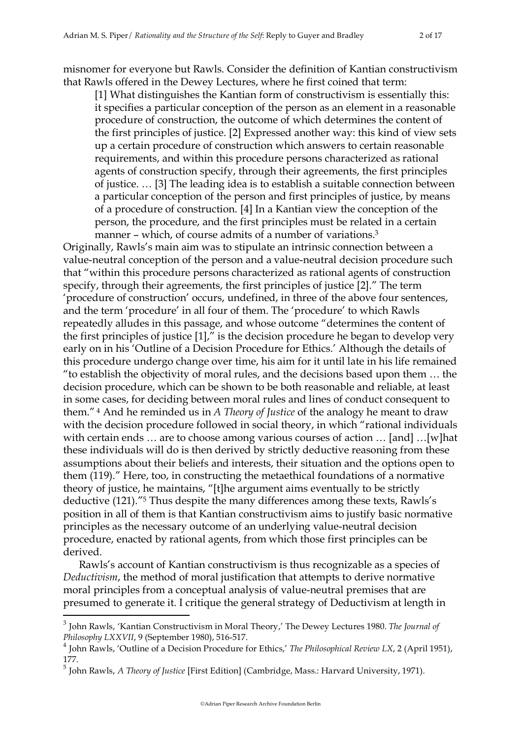misnomer for everyone but Rawls. Consider the definition of Kantian constructivism that Rawls offered in the Dewey Lectures, where he first coined that term:

> [1] What distinguishes the Kantian form of constructivism is essentially this: it specifies a particular conception of the person as an element in a reasonable procedure of construction, the outcome of which determines the content of the first principles of justice. [2] Expressed another way: this kind of view sets up a certain procedure of construction which answers to certain reasonable requirements, and within this procedure persons characterized as rational agents of construction specify, through their agreements, the first principles of justice. … [3] The leading idea is to establish a suitable connection between a particular conception of the person and first principles of justice, by means of a procedure of construction. [4] In a Kantian view the conception of the person, the procedure, and the first principles must be related in a certain manner – which, of course admits of a number of variations.[3]

Originally, Rawls's main aim was to stipulate an intrinsic connection between a value-neutral conception of the person and a value-neutral decision procedure such that "within this procedure persons characterized as rational agents of construction specify, through their agreements, the first principles of justice [2]." The term 'procedure of construction' occurs, undefined, in three of the above four sentences, and the term 'procedure' in all four of them. The 'procedure' to which Rawls repeatedly alludes in this passage, and whose outcome "determines the content of the first principles of justice [1]," is the decision procedure he began to develop very early on in his 'Outline of a Decision Procedure for Ethics.' Although the details of this procedure undergo change over time, his aim for it until late in his life remained "to establish the objectivity of moral rules, and the decisions based upon them … the decision procedure, which can be shown to be both reasonable and reliable, at least in some cases, for deciding between moral rules and lines of conduct consequent to them." [4] And he reminded us in *A Theory of Justice* of the analogy he meant to draw with the decision procedure followed in social theory, in which "rational individuals with certain ends … are to choose among various courses of action … [and] …[w]hat these individuals will do is then derived by strictly deductive reasoning from these assumptions about their beliefs and interests, their situation and the options open to them (119)." Here, too, in constructing the metaethical foundations of a normative theory of justice, he maintains, "[t]he argument aims eventually to be strictly deductive (121)."[5] Thus despite the many differences among these texts, Rawls's position in all of them is that Kantian constructivism aims to justify basic normative principles as the necessary outcome of an underlying value-neutral decision procedure, enacted by rational agents, from which those first principles can be derived.

Rawls's account of Kantian constructivism is thus recognizable as a species of *Deductivism*, the method of moral justification that attempts to derive normative moral principles from a conceptual analysis of value-neutral premises that are presumed to generate it. I critique the general strategy of Deductivism at length in

---

[3] John Rawls, 'Kantian Constructivism in Moral Theory,' The Dewey Lectures 1980. *The Journal of Philosophy LXXVII*, 9 (September 1980), 516-517.

[4] John Rawls, 'Outline of a Decision Procedure for Ethics,' *The Philosophical Review LX*, 2 (April 1951), 177.

[5] John Rawls, *A Theory of Justice* [First Edition] (Cambridge, Mass.: Harvard University, 1971).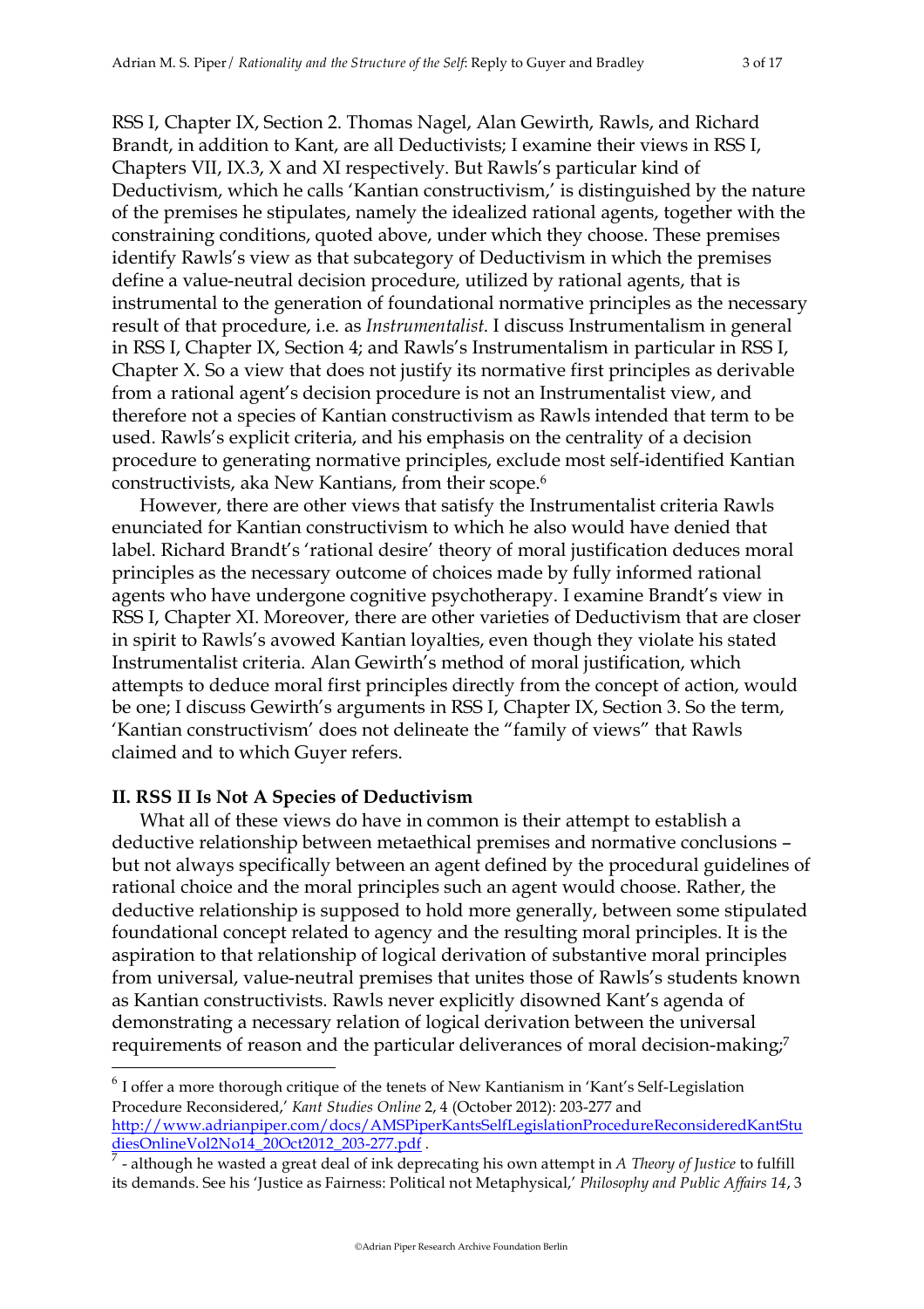RSS I, Chapter IX, Section 2. Thomas Nagel, Alan Gewirth, Rawls, and Richard Brandt, in addition to Kant, are all Deductivists; I examine their views in RSS I, Chapters VII, IX.3, X and XI respectively. But Rawls's particular kind of Deductivism, which he calls 'Kantian constructivism,' is distinguished by the nature of the premises he stipulates, namely the idealized rational agents, together with the constraining conditions, quoted above, under which they choose. These premises identify Rawls's view as that subcategory of Deductivism in which the premises define a value-neutral decision procedure, utilized by rational agents, that is instrumental to the generation of foundational normative principles as the necessary result of that procedure, i.e. as *Instrumentalist*. I discuss Instrumentalism in general in RSS I, Chapter IX, Section 4; and Rawls's Instrumentalism in particular in RSS I, Chapter X. So a view that does not justify its normative first principles as derivable from a rational agent's decision procedure is not an Instrumentalist view, and therefore not a species of Kantian constructivism as Rawls intended that term to be used. Rawls's explicit criteria, and his emphasis on the centrality of a decision procedure to generating normative principles, exclude most self-identified Kantian constructivists, aka New Kantians, from their scope.[6]

However, there are other views that satisfy the Instrumentalist criteria Rawls enunciated for Kantian constructivism to which he also would have denied that label. Richard Brandt's 'rational desire' theory of moral justification deduces moral principles as the necessary outcome of choices made by fully informed rational agents who have undergone cognitive psychotherapy. I examine Brandt's view in RSS I, Chapter XI. Moreover, there are other varieties of Deductivism that are closer in spirit to Rawls's avowed Kantian loyalties, even though they violate his stated Instrumentalist criteria. Alan Gewirth's method of moral justification, which attempts to deduce moral first principles directly from the concept of action, would be one; I discuss Gewirth's arguments in RSS I, Chapter IX, Section 3. So the term, 'Kantian constructivism' does not delineate the "family of views" that Rawls claimed and to which Guyer refers.

**II. RSS II Is Not A Species of Deductivism**

What all of these views do have in common is their attempt to establish a deductive relationship between metaethical premises and normative conclusions – but not always specifically between an agent defined by the procedural guidelines of rational choice and the moral principles such an agent would choose. Rather, the deductive relationship is supposed to hold more generally, between some stipulated foundational concept related to agency and the resulting moral principles. It is the aspiration to that relationship of logical derivation of substantive moral principles from universal, value-neutral premises that unites those of Rawls's students known as Kantian constructivists. Rawls never explicitly disowned Kant's agenda of demonstrating a necessary relation of logical derivation between the universal requirements of reason and the particular deliverances of moral decision-making;[7]

---

[6] I offer a more thorough critique of the tenets of New Kantianism in 'Kant's Self-Legislation Procedure Reconsidered,' *Kant Studies Online* 2, 4 (October 2012): 203-277 and http://www.adrianpiper.com/docs/AMSPiperKantsSelfLegislationProcedureReconsideredKantStudiesOnlineVol2No14_20Oct2012_203-277.pdf .

[7] - although he wasted a great deal of ink deprecating his own attempt in *A Theory of Justice* to fulfill its demands. See his 'Justice as Fairness: Political not Metaphysical,' *Philosophy and Public Affairs 14*, 3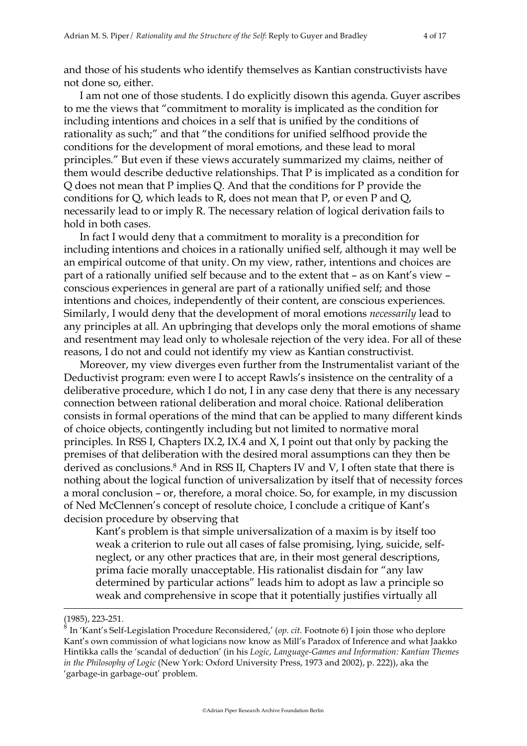and those of his students who identify themselves as Kantian constructivists have not done so, either.

I am not one of those students. I do explicitly disown this agenda. Guyer ascribes to me the views that "commitment to morality is implicated as the condition for including intentions and choices in a self that is unified by the conditions of rationality as such;" and that "the conditions for unified selfhood provide the conditions for the development of moral emotions, and these lead to moral principles." But even if these views accurately summarized my claims, neither of them would describe deductive relationships. That P is implicated as a condition for Q does not mean that P implies Q. And that the conditions for P provide the conditions for Q, which leads to R, does not mean that P, or even P and Q, necessarily lead to or imply R. The necessary relation of logical derivation fails to hold in both cases.

In fact I would deny that a commitment to morality is a precondition for including intentions and choices in a rationally unified self, although it may well be an empirical outcome of that unity. On my view, rather, intentions and choices are part of a rationally unified self because and to the extent that – as on Kant's view – conscious experiences in general are part of a rationally unified self; and those intentions and choices, independently of their content, are conscious experiences. Similarly, I would deny that the development of moral emotions *necessarily* lead to any principles at all. An upbringing that develops only the moral emotions of shame and resentment may lead only to wholesale rejection of the very idea. For all of these reasons, I do not and could not identify my view as Kantian constructivist.

Moreover, my view diverges even further from the Instrumentalist variant of the Deductivist program: even were I to accept Rawls's insistence on the centrality of a deliberative procedure, which I do not, I in any case deny that there is any necessary connection between rational deliberation and moral choice. Rational deliberation consists in formal operations of the mind that can be applied to many different kinds of choice objects, contingently including but not limited to normative moral principles. In RSS I, Chapters IX.2, IX.4 and X, I point out that only by packing the premises of that deliberation with the desired moral assumptions can they then be derived as conclusions.[8] And in RSS II, Chapters IV and V, I often state that there is nothing about the logical function of universalization by itself that of necessity forces a moral conclusion – or, therefore, a moral choice. So, for example, in my discussion of Ned McClennen's concept of resolute choice, I conclude a critique of Kant's decision procedure by observing that

> Kant's problem is that simple universalization of a maxim is by itself too weak a criterion to rule out all cases of false promising, lying, suicide, self-neglect, or any other practices that are, in their most general descriptions, prima facie morally unacceptable. His rationalist disdain for "any law determined by particular actions" leads him to adopt as law a principle so weak and comprehensive in scope that it potentially justifies virtually all

---

(1985), 223-251.

[8] In 'Kant's Self-Legislation Procedure Reconsidered,' (*op. cit.* Footnote 6) I join those who deplore Kant's own commission of what logicians now know as Mill's Paradox of Inference and what Jaakko Hintikka calls the 'scandal of deduction' (in his *Logic, Language-Games and Information: Kantian Themes in the Philosophy of Logic* (New York: Oxford University Press, 1973 and 2002), p. 222)), aka the 'garbage-in garbage-out' problem.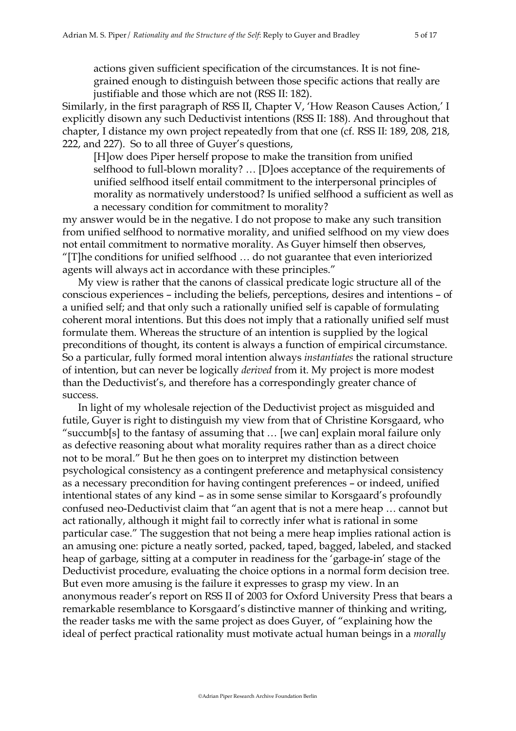> actions given sufficient specification of the circumstances. It is not fine-grained enough to distinguish between those specific actions that really are justifiable and those which are not (RSS II: 182).

Similarly, in the first paragraph of RSS II, Chapter V, 'How Reason Causes Action,' I explicitly disown any such Deductivist intentions (RSS II: 188). And throughout that chapter, I distance my own project repeatedly from that one (cf. RSS II: 189, 208, 218, 222, and 227). So to all three of Guyer's questions,

> [H]ow does Piper herself propose to make the transition from unified selfhood to full-blown morality? … [D]oes acceptance of the requirements of unified selfhood itself entail commitment to the interpersonal principles of morality as normatively understood? Is unified selfhood a sufficient as well as a necessary condition for commitment to morality?

my answer would be in the negative. I do not propose to make any such transition from unified selfhood to normative morality, and unified selfhood on my view does not entail commitment to normative morality. As Guyer himself then observes, "[T]he conditions for unified selfhood … do not guarantee that even interiorized agents will always act in accordance with these principles."

My view is rather that the canons of classical predicate logic structure all of the conscious experiences – including the beliefs, perceptions, desires and intentions – of a unified self; and that only such a rationally unified self is capable of formulating coherent moral intentions. But this does not imply that a rationally unified self must formulate them. Whereas the structure of an intention is supplied by the logical preconditions of thought, its content is always a function of empirical circumstance. So a particular, fully formed moral intention always *instantiates* the rational structure of intention, but can never be logically *derived* from it. My project is more modest than the Deductivist's, and therefore has a correspondingly greater chance of success.

In light of my wholesale rejection of the Deductivist project as misguided and futile, Guyer is right to distinguish my view from that of Christine Korsgaard, who "succumb[s] to the fantasy of assuming that … [we can] explain moral failure only as defective reasoning about what morality requires rather than as a direct choice not to be moral." But he then goes on to interpret my distinction between psychological consistency as a contingent preference and metaphysical consistency as a necessary precondition for having contingent preferences – or indeed, unified intentional states of any kind – as in some sense similar to Korsgaard's profoundly confused neo-Deductivist claim that "an agent that is not a mere heap … cannot but act rationally, although it might fail to correctly infer what is rational in some particular case." The suggestion that not being a mere heap implies rational action is an amusing one: picture a neatly sorted, packed, taped, bagged, labeled, and stacked heap of garbage, sitting at a computer in readiness for the 'garbage-in' stage of the Deductivist procedure, evaluating the choice options in a normal form decision tree. But even more amusing is the failure it expresses to grasp my view. In an anonymous reader's report on RSS II of 2003 for Oxford University Press that bears a remarkable resemblance to Korsgaard's distinctive manner of thinking and writing, the reader tasks me with the same project as does Guyer, of "explaining how the ideal of perfect practical rationality must motivate actual human beings in a *morally*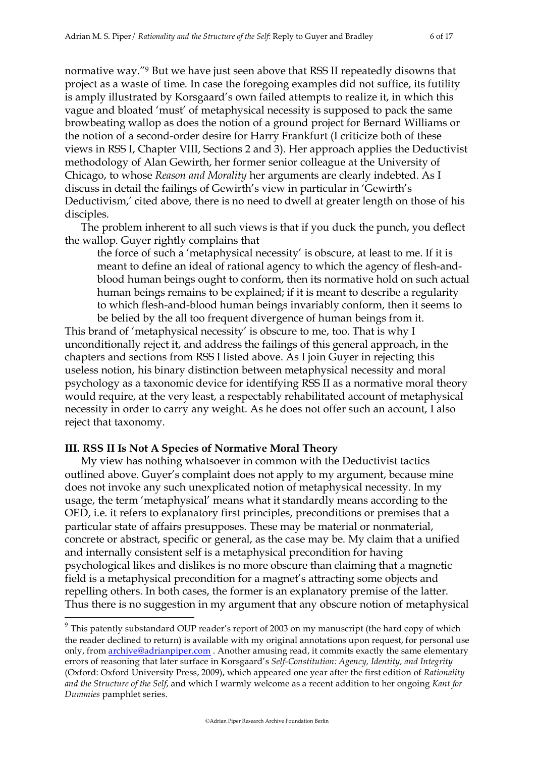normative way."[9] But we have just seen above that RSS II repeatedly disowns that project as a waste of time. In case the foregoing examples did not suffice, its futility is amply illustrated by Korsgaard's own failed attempts to realize it, in which this vague and bloated 'must' of metaphysical necessity is supposed to pack the same browbeating wallop as does the notion of a ground project for Bernard Williams or the notion of a second-order desire for Harry Frankfurt (I criticize both of these views in RSS I, Chapter VIII, Sections 2 and 3). Her approach applies the Deductivist methodology of Alan Gewirth, her former senior colleague at the University of Chicago, to whose *Reason and Morality* her arguments are clearly indebted. As I discuss in detail the failings of Gewirth's view in particular in 'Gewirth's Deductivism,' cited above, there is no need to dwell at greater length on those of his disciples.

The problem inherent to all such views is that if you duck the punch, you deflect the wallop. Guyer rightly complains that

> the force of such a 'metaphysical necessity' is obscure, at least to me. If it is meant to define an ideal of rational agency to which the agency of flesh-and-blood human beings ought to conform, then its normative hold on such actual human beings remains to be explained; if it is meant to describe a regularity to which flesh-and-blood human beings invariably conform, then it seems to be belied by the all too frequent divergence of human beings from it.

This brand of 'metaphysical necessity' is obscure to me, too. That is why I unconditionally reject it, and address the failings of this general approach, in the chapters and sections from RSS I listed above. As I join Guyer in rejecting this useless notion, his binary distinction between metaphysical necessity and moral psychology as a taxonomic device for identifying RSS II as a normative moral theory would require, at the very least, a respectably rehabilitated account of metaphysical necessity in order to carry any weight. As he does not offer such an account, I also reject that taxonomy.

### III. RSS II Is Not A Species of Normative Moral Theory

My view has nothing whatsoever in common with the Deductivist tactics outlined above. Guyer's complaint does not apply to my argument, because mine does not invoke any such unexplicated notion of metaphysical necessity. In my usage, the term 'metaphysical' means what it standardly means according to the OED, i.e. it refers to explanatory first principles, preconditions or premises that a particular state of affairs presupposes. These may be material or nonmaterial, concrete or abstract, specific or general, as the case may be. My claim that a unified and internally consistent self is a metaphysical precondition for having psychological likes and dislikes is no more obscure than claiming that a magnetic field is a metaphysical precondition for a magnet's attracting some objects and repelling others. In both cases, the former is an explanatory premise of the latter. Thus there is no suggestion in my argument that any obscure notion of metaphysical

---

[9] This patently substandard OUP reader's report of 2003 on my manuscript (the hard copy of which the reader declined to return) is available with my original annotations upon request, for personal use only, from archive@adrianpiper.com . Another amusing read, it commits exactly the same elementary errors of reasoning that later surface in Korsgaard's *Self-Constitution: Agency, Identity, and Integrity* (Oxford: Oxford University Press, 2009), which appeared one year after the first edition of *Rationality and the Structure of the Self*, and which I warmly welcome as a recent addition to her ongoing *Kant for Dummies* pamphlet series.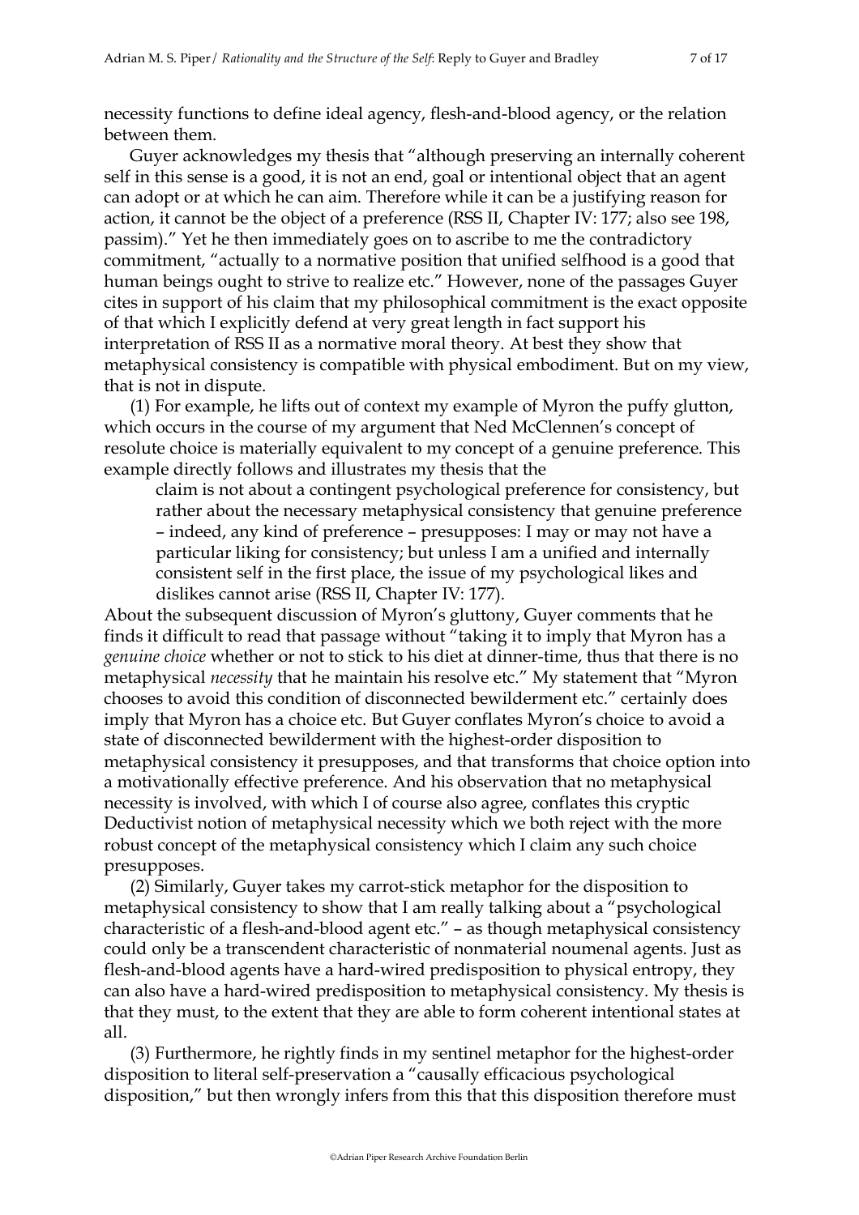necessity functions to define ideal agency, flesh-and-blood agency, or the relation between them.

Guyer acknowledges my thesis that "although preserving an internally coherent self in this sense is a good, it is not an end, goal or intentional object that an agent can adopt or at which he can aim. Therefore while it can be a justifying reason for action, it cannot be the object of a preference (RSS II, Chapter IV: 177; also see 198, passim)." Yet he then immediately goes on to ascribe to me the contradictory commitment, "actually to a normative position that unified selfhood is a good that human beings ought to strive to realize etc." However, none of the passages Guyer cites in support of his claim that my philosophical commitment is the exact opposite of that which I explicitly defend at very great length in fact support his interpretation of RSS II as a normative moral theory. At best they show that metaphysical consistency is compatible with physical embodiment. But on my view, that is not in dispute.

(1) For example, he lifts out of context my example of Myron the puffy glutton, which occurs in the course of my argument that Ned McClennen's concept of resolute choice is materially equivalent to my concept of a genuine preference. This example directly follows and illustrates my thesis that the

> claim is not about a contingent psychological preference for consistency, but rather about the necessary metaphysical consistency that genuine preference – indeed, any kind of preference – presupposes: I may or may not have a particular liking for consistency; but unless I am a unified and internally consistent self in the first place, the issue of my psychological likes and dislikes cannot arise (RSS II, Chapter IV: 177).

About the subsequent discussion of Myron's gluttony, Guyer comments that he finds it difficult to read that passage without "taking it to imply that Myron has a *genuine choice* whether or not to stick to his diet at dinner-time, thus that there is no metaphysical *necessity* that he maintain his resolve etc." My statement that "Myron chooses to avoid this condition of disconnected bewilderment etc." certainly does imply that Myron has a choice etc. But Guyer conflates Myron's choice to avoid a state of disconnected bewilderment with the highest-order disposition to metaphysical consistency it presupposes, and that transforms that choice option into a motivationally effective preference. And his observation that no metaphysical necessity is involved, with which I of course also agree, conflates this cryptic Deductivist notion of metaphysical necessity which we both reject with the more robust concept of the metaphysical consistency which I claim any such choice presupposes.

(2) Similarly, Guyer takes my carrot-stick metaphor for the disposition to metaphysical consistency to show that I am really talking about a "psychological characteristic of a flesh-and-blood agent etc." – as though metaphysical consistency could only be a transcendent characteristic of nonmaterial noumenal agents. Just as flesh-and-blood agents have a hard-wired predisposition to physical entropy, they can also have a hard-wired predisposition to metaphysical consistency. My thesis is that they must, to the extent that they are able to form coherent intentional states at all.

(3) Furthermore, he rightly finds in my sentinel metaphor for the highest-order disposition to literal self-preservation a "causally efficacious psychological disposition," but then wrongly infers from this that this disposition therefore must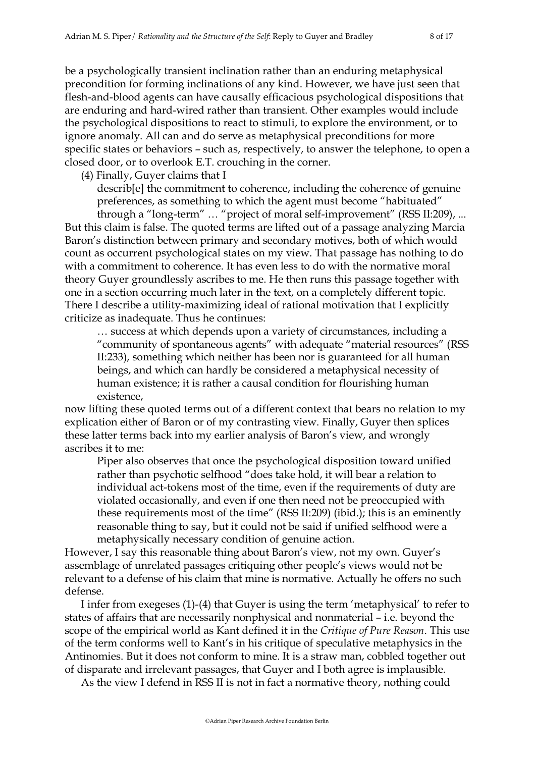be a psychologically transient inclination rather than an enduring metaphysical precondition for forming inclinations of any kind. However, we have just seen that flesh-and-blood agents can have causally efficacious psychological dispositions that are enduring and hard-wired rather than transient. Other examples would include the psychological dispositions to react to stimuli, to explore the environment, or to ignore anomaly. All can and do serve as metaphysical preconditions for more specific states or behaviors – such as, respectively, to answer the telephone, to open a closed door, or to overlook E.T. crouching in the corner.

(4) Finally, Guyer claims that I

> describ[e] the commitment to coherence, including the coherence of genuine preferences, as something to which the agent must become "habituated" through a "long-term" … "project of moral self-improvement" (RSS II:209), ...

But this claim is false. The quoted terms are lifted out of a passage analyzing Marcia Baron's distinction between primary and secondary motives, both of which would count as occurrent psychological states on my view. That passage has nothing to do with a commitment to coherence. It has even less to do with the normative moral theory Guyer groundlessly ascribes to me. He then runs this passage together with one in a section occurring much later in the text, on a completely different topic. There I describe a utility-maximizing ideal of rational motivation that I explicitly criticize as inadequate. Thus he continues:

> … success at which depends upon a variety of circumstances, including a "community of spontaneous agents" with adequate "material resources" (RSS II:233), something which neither has been nor is guaranteed for all human beings, and which can hardly be considered a metaphysical necessity of human existence; it is rather a causal condition for flourishing human existence,

now lifting these quoted terms out of a different context that bears no relation to my explication either of Baron or of my contrasting view. Finally, Guyer then splices these latter terms back into my earlier analysis of Baron's view, and wrongly ascribes it to me:

> Piper also observes that once the psychological disposition toward unified rather than psychotic selfhood "does take hold, it will bear a relation to individual act-tokens most of the time, even if the requirements of duty are violated occasionally, and even if one then need not be preoccupied with these requirements most of the time" (RSS II:209) (ibid.); this is an eminently reasonable thing to say, but it could not be said if unified selfhood were a metaphysically necessary condition of genuine action.

However, I say this reasonable thing about Baron's view, not my own. Guyer's assemblage of unrelated passages critiquing other people's views would not be relevant to a defense of his claim that mine is normative. Actually he offers no such defense.

I infer from exegeses (1)-(4) that Guyer is using the term 'metaphysical' to refer to states of affairs that are necessarily nonphysical and nonmaterial – i.e. beyond the scope of the empirical world as Kant defined it in the *Critique of Pure Reason*. This use of the term conforms well to Kant's in his critique of speculative metaphysics in the Antinomies. But it does not conform to mine. It is a straw man, cobbled together out of disparate and irrelevant passages, that Guyer and I both agree is implausible.

As the view I defend in RSS II is not in fact a normative theory, nothing could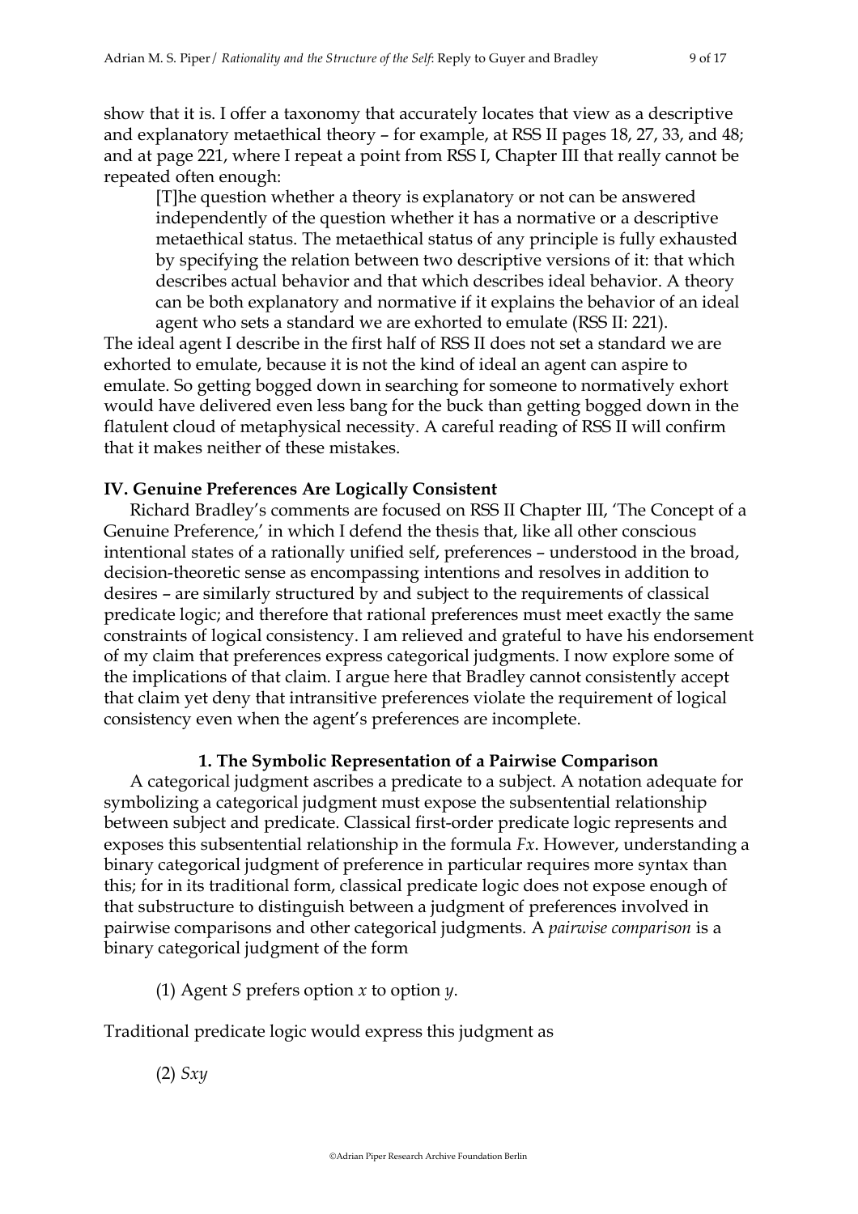show that it is. I offer a taxonomy that accurately locates that view as a descriptive and explanatory metaethical theory – for example, at RSS II pages 18, 27, 33, and 48; and at page 221, where I repeat a point from RSS I, Chapter III that really cannot be repeated often enough:

> [T]he question whether a theory is explanatory or not can be answered independently of the question whether it has a normative or a descriptive metaethical status. The metaethical status of any principle is fully exhausted by specifying the relation between two descriptive versions of it: that which describes actual behavior and that which describes ideal behavior. A theory can be both explanatory and normative if it explains the behavior of an ideal agent who sets a standard we are exhorted to emulate (RSS II: 221).

The ideal agent I describe in the first half of RSS II does not set a standard we are exhorted to emulate, because it is not the kind of ideal an agent can aspire to emulate. So getting bogged down in searching for someone to normatively exhort would have delivered even less bang for the buck than getting bogged down in the flatulent cloud of metaphysical necessity. A careful reading of RSS II will confirm that it makes neither of these mistakes.

## IV. Genuine Preferences Are Logically Consistent

Richard Bradley's comments are focused on RSS II Chapter III, 'The Concept of a Genuine Preference,' in which I defend the thesis that, like all other conscious intentional states of a rationally unified self, preferences – understood in the broad, decision-theoretic sense as encompassing intentions and resolves in addition to desires – are similarly structured by and subject to the requirements of classical predicate logic; and therefore that rational preferences must meet exactly the same constraints of logical consistency. I am relieved and grateful to have his endorsement of my claim that preferences express categorical judgments. I now explore some of the implications of that claim. I argue here that Bradley cannot consistently accept that claim yet deny that intransitive preferences violate the requirement of logical consistency even when the agent's preferences are incomplete.

### 1. The Symbolic Representation of a Pairwise Comparison

A categorical judgment ascribes a predicate to a subject. A notation adequate for symbolizing a categorical judgment must expose the subsentential relationship between subject and predicate. Classical first-order predicate logic represents and exposes this subsentential relationship in the formula $Fx$. However, understanding a binary categorical judgment of preference in particular requires more syntax than this; for in its traditional form, classical predicate logic does not expose enough of that substructure to distinguish between a judgment of preferences involved in pairwise comparisons and other categorical judgments. A *pairwise comparison* is a binary categorical judgment of the form

(1) Agent $S$ prefers option $x$ to option $y$.

Traditional predicate logic would express this judgment as

(2) $Sxy$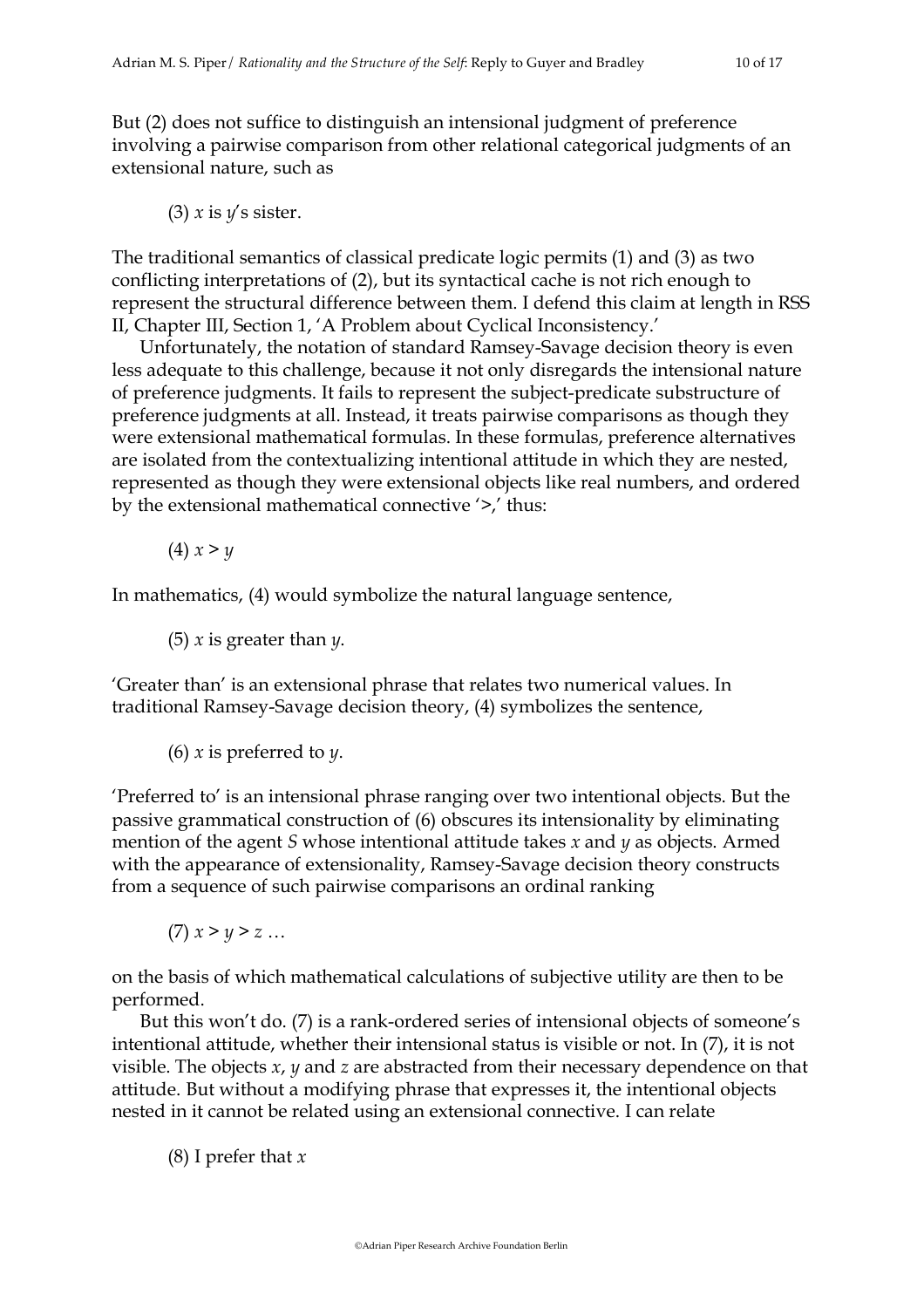But (2) does not suffice to distinguish an intensional judgment of preference involving a pairwise comparison from other relational categorical judgments of an extensional nature, such as

(3) *x* is *y*'s sister.

The traditional semantics of classical predicate logic permits (1) and (3) as two conflicting interpretations of (2), but its syntactical cache is not rich enough to represent the structural difference between them. I defend this claim at length in RSS II, Chapter III, Section 1, 'A Problem about Cyclical Inconsistency.'

Unfortunately, the notation of standard Ramsey-Savage decision theory is even less adequate to this challenge, because it not only disregards the intensional nature of preference judgments. It fails to represent the subject-predicate substructure of preference judgments at all. Instead, it treats pairwise comparisons as though they were extensional mathematical formulas. In these formulas, preference alternatives are isolated from the contextualizing intentional attitude in which they are nested, represented as though they were extensional objects like real numbers, and ordered by the extensional mathematical connective '>,' thus:

(4) $x > y$

In mathematics, (4) would symbolize the natural language sentence,

(5) *x* is greater than *y*.

'Greater than' is an extensional phrase that relates two numerical values. In traditional Ramsey-Savage decision theory, (4) symbolizes the sentence,

(6) *x* is preferred to *y*.

'Preferred to' is an intensional phrase ranging over two intentional objects. But the passive grammatical construction of (6) obscures its intensionality by eliminating mention of the agent *S* whose intentional attitude takes *x* and *y* as objects. Armed with the appearance of extensionality, Ramsey-Savage decision theory constructs from a sequence of such pairwise comparisons an ordinal ranking

(7) $x > y > z \ldots$

on the basis of which mathematical calculations of subjective utility are then to be performed.

But this won't do. (7) is a rank-ordered series of intensional objects of someone's intentional attitude, whether their intensional status is visible or not. In (7), it is not visible. The objects *x*, *y* and *z* are abstracted from their necessary dependence on that attitude. But without a modifying phrase that expresses it, the intentional objects nested in it cannot be related using an extensional connective. I can relate

(8) I prefer that *x*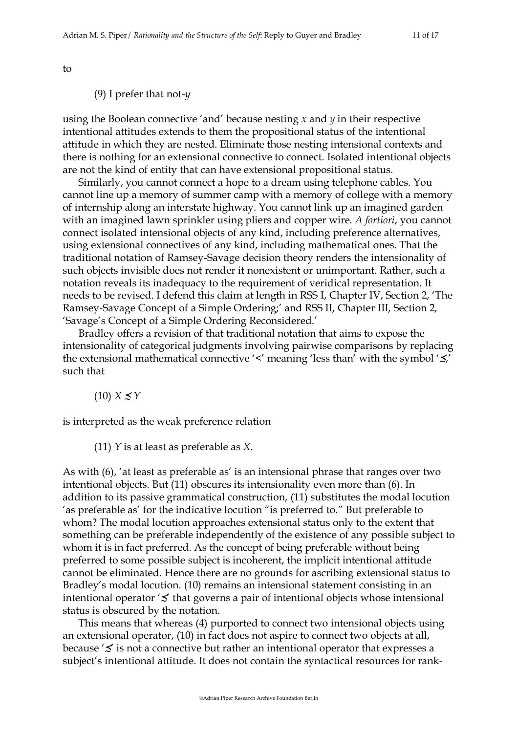to

(9) I prefer that not-*y*

using the Boolean connective 'and' because nesting *x* and *y* in their respective intentional attitudes extends to them the propositional status of the intentional attitude in which they are nested. Eliminate those nesting intensional contexts and there is nothing for an extensional connective to connect. Isolated intentional objects are not the kind of entity that can have extensional propositional status.

Similarly, you cannot connect a hope to a dream using telephone cables. You cannot line up a memory of summer camp with a memory of college with a memory of internship along an interstate highway. You cannot link up an imagined garden with an imagined lawn sprinkler using pliers and copper wire. *A fortiori*, you cannot connect isolated intensional objects of any kind, including preference alternatives, using extensional connectives of any kind, including mathematical ones. That the traditional notation of Ramsey-Savage decision theory renders the intensionality of such objects invisible does not render it nonexistent or unimportant. Rather, such a notation reveals its inadequacy to the requirement of veridical representation. It needs to be revised. I defend this claim at length in RSS I, Chapter IV, Section 2, 'The Ramsey-Savage Concept of a Simple Ordering;' and RSS II, Chapter III, Section 2, 'Savage's Concept of a Simple Ordering Reconsidered.'

Bradley offers a revision of that traditional notation that aims to expose the intensionality of categorical judgments involving pairwise comparisons by replacing the extensional mathematical connective '<' meaning 'less than' with the symbol '$\precsim$,' such that

(10) $X \precsim Y$

is interpreted as the weak preference relation

(11) *Y* is at least as preferable as *X*.

As with (6), 'at least as preferable as' is an intensional phrase that ranges over two intentional objects. But (11) obscures its intensionality even more than (6). In addition to its passive grammatical construction, (11) substitutes the modal locution 'as preferable as' for the indicative locution "is preferred to." But preferable to whom? The modal locution approaches extensional status only to the extent that something can be preferable independently of the existence of any possible subject to whom it is in fact preferred. As the concept of being preferable without being preferred to some possible subject is incoherent, the implicit intentional attitude cannot be eliminated. Hence there are no grounds for ascribing extensional status to Bradley's modal locution. (10) remains an intensional statement consisting in an intentional operator '$\precsim$' that governs a pair of intentional objects whose intensional status is obscured by the notation.

This means that whereas (4) purported to connect two intensional objects using an extensional operator, (10) in fact does not aspire to connect two objects at all, because '$\precsim$' is not a connective but rather an intentional operator that expresses a subject's intentional attitude. It does not contain the syntactical resources for rank-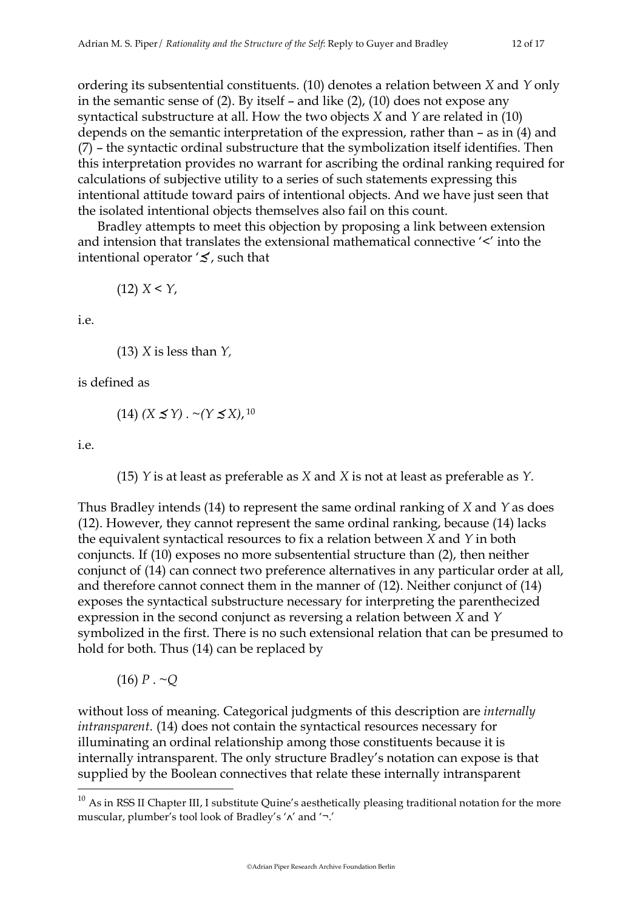ordering its subsentential constituents. (10) denotes a relation between *X* and *Y* only in the semantic sense of (2). By itself – and like (2), (10) does not expose any syntactical substructure at all. How the two objects *X* and *Y* are related in (10) depends on the semantic interpretation of the expression, rather than – as in (4) and (7) – the syntactic ordinal substructure that the symbolization itself identifies. Then this interpretation provides no warrant for ascribing the ordinal ranking required for calculations of subjective utility to a series of such statements expressing this intentional attitude toward pairs of intentional objects. And we have just seen that the isolated intentional objects themselves also fail on this count.

Bradley attempts to meet this objection by proposing a link between extension and intension that translates the extensional mathematical connective '<' into the intentional operator '$\precsim$', such that

(12) $X < Y$,

i.e.

(13) *X* is less than *Y*,

is defined as

(14) $(X \precsim Y) . \sim(Y \precsim X)$,[10]

i.e.

(15) *Y* is at least as preferable as *X* and *X* is not at least as preferable as *Y*.

Thus Bradley intends (14) to represent the same ordinal ranking of *X* and *Y* as does (12). However, they cannot represent the same ordinal ranking, because (14) lacks the equivalent syntactical resources to fix a relation between *X* and *Y* in both conjuncts. If (10) exposes no more subsentential structure than (2), then neither conjunct of (14) can connect two preference alternatives in any particular order at all, and therefore cannot connect them in the manner of (12). Neither conjunct of (14) exposes the syntactical substructure necessary for interpreting the parenthecized expression in the second conjunct as reversing a relation between *X* and *Y* symbolized in the first. There is no such extensional relation that can be presumed to hold for both. Thus (14) can be replaced by

(16) $P . \sim Q$

without loss of meaning. Categorical judgments of this description are *internally intransparent*. (14) does not contain the syntactical resources necessary for illuminating an ordinal relationship among those constituents because it is internally intransparent. The only structure Bradley's notation can expose is that supplied by the Boolean connectives that relate these internally intransparent

[10] As in RSS II Chapter III, I substitute Quine's aesthetically pleasing traditional notation for the more muscular, plumber's tool look of Bradley's '$\wedge$' and '$\neg$.'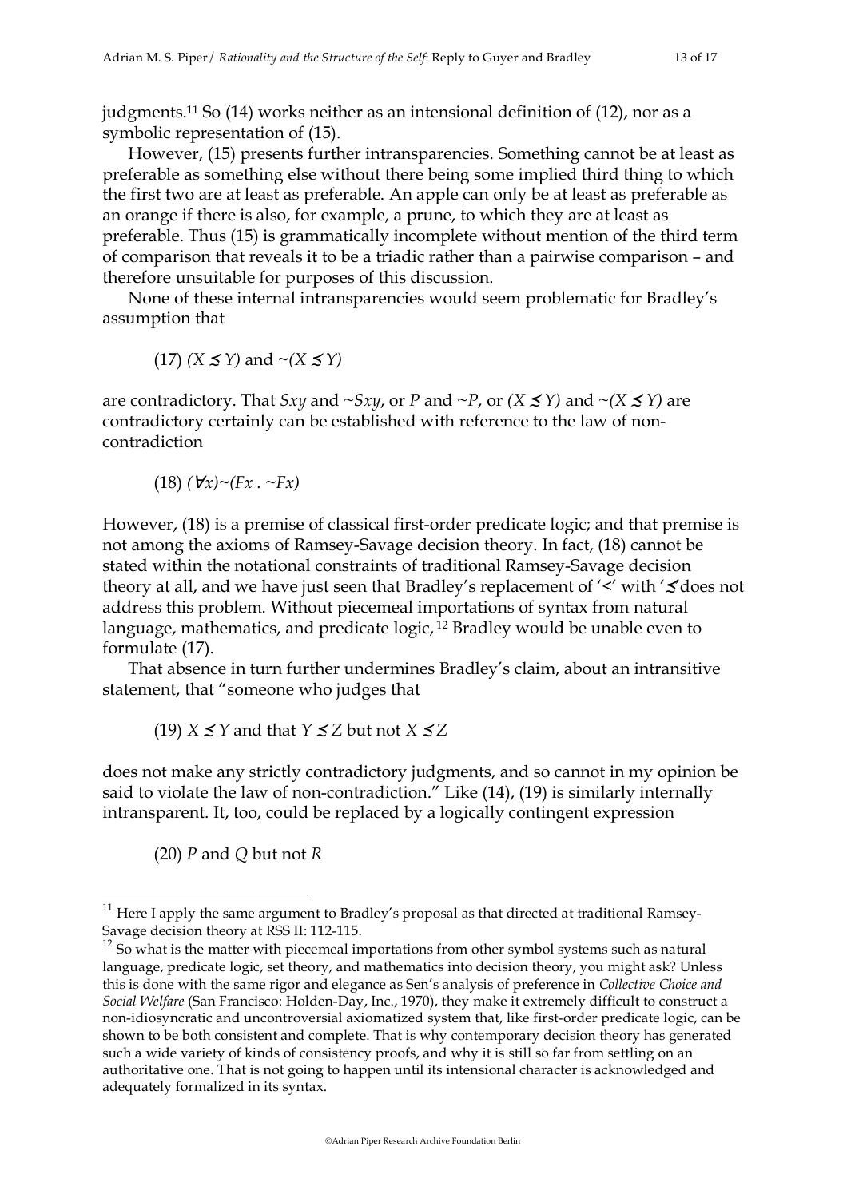judgments.[11] So (14) works neither as an intensional definition of (12), nor as a symbolic representation of (15).

However, (15) presents further intransparencies. Something cannot be at least as preferable as something else without there being some implied third thing to which the first two are at least as preferable. An apple can only be at least as preferable as an orange if there is also, for example, a prune, to which they are at least as preferable. Thus (15) is grammatically incomplete without mention of the third term of comparison that reveals it to be a triadic rather than a pairwise comparison – and therefore unsuitable for purposes of this discussion.

None of these internal intransparencies would seem problematic for Bradley's assumption that

(17) $(X \precsim Y)$ and $\sim(X \precsim Y)$

are contradictory. That $Sxy$ and $\sim Sxy$, or $P$ and $\sim P$, or $(X \precsim Y)$ and $\sim(X \precsim Y)$ are contradictory certainly can be established with reference to the law of non-contradiction

(18) $(\forall x)\sim(Fx \,.\, \sim Fx)$

However, (18) is a premise of classical first-order predicate logic; and that premise is not among the axioms of Ramsey-Savage decision theory. In fact, (18) cannot be stated within the notational constraints of traditional Ramsey-Savage decision theory at all, and we have just seen that Bradley's replacement of '$<$' with '$\precsim$' does not address this problem. Without piecemeal importations of syntax from natural language, mathematics, and predicate logic,[12] Bradley would be unable even to formulate (17).

That absence in turn further undermines Bradley's claim, about an intransitive statement, that "someone who judges that

(19) $X \precsim Y$ and that $Y \precsim Z$ but not $X \precsim Z$

does not make any strictly contradictory judgments, and so cannot in my opinion be said to violate the law of non-contradiction." Like (14), (19) is similarly internally intransparent. It, too, could be replaced by a logically contingent expression

(20) $P$ and $Q$ but not $R$

---

[11] Here I apply the same argument to Bradley's proposal as that directed at traditional Ramsey-Savage decision theory at RSS II: 112-115.

[12] So what is the matter with piecemeal importations from other symbol systems such as natural language, predicate logic, set theory, and mathematics into decision theory, you might ask? Unless this is done with the same rigor and elegance as Sen's analysis of preference in *Collective Choice and Social Welfare* (San Francisco: Holden-Day, Inc., 1970), they make it extremely difficult to construct a non-idiosyncratic and uncontroversial axiomatized system that, like first-order predicate logic, can be shown to be both consistent and complete. That is why contemporary decision theory has generated such a wide variety of kinds of consistency proofs, and why it is still so far from settling on an authoritative one. That is not going to happen until its intensional character is acknowledged and adequately formalized in its syntax.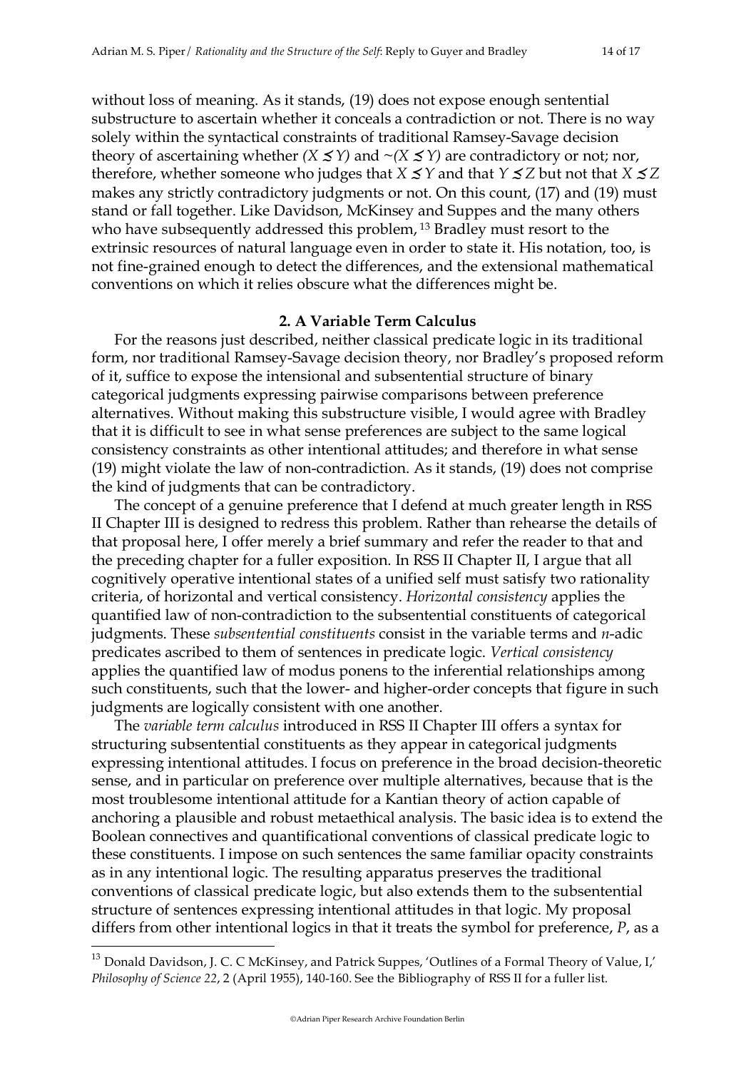without loss of meaning. As it stands, (19) does not expose enough sentential substructure to ascertain whether it conceals a contradiction or not. There is no way solely within the syntactical constraints of traditional Ramsey-Savage decision theory of ascertaining whether $(X \precsim Y)$ and $\sim(X \precsim Y)$ are contradictory or not; nor, therefore, whether someone who judges that $X \precsim Y$ and that $Y \precsim Z$ but not that $X \precsim Z$ makes any strictly contradictory judgments or not. On this count, (17) and (19) must stand or fall together. Like Davidson, McKinsey and Suppes and the many others who have subsequently addressed this problem,[13] Bradley must resort to the extrinsic resources of natural language even in order to state it. His notation, too, is not fine-grained enough to detect the differences, and the extensional mathematical conventions on which it relies obscure what the differences might be.

## 2. A Variable Term Calculus

For the reasons just described, neither classical predicate logic in its traditional form, nor traditional Ramsey-Savage decision theory, nor Bradley's proposed reform of it, suffice to expose the intensional and subsentential structure of binary categorical judgments expressing pairwise comparisons between preference alternatives. Without making this substructure visible, I would agree with Bradley that it is difficult to see in what sense preferences are subject to the same logical consistency constraints as other intentional attitudes; and therefore in what sense (19) might violate the law of non-contradiction. As it stands, (19) does not comprise the kind of judgments that can be contradictory.

The concept of a genuine preference that I defend at much greater length in RSS II Chapter III is designed to redress this problem. Rather than rehearse the details of that proposal here, I offer merely a brief summary and refer the reader to that and the preceding chapter for a fuller exposition. In RSS II Chapter II, I argue that all cognitively operative intentional states of a unified self must satisfy two rationality criteria, of horizontal and vertical consistency. *Horizontal consistency* applies the quantified law of non-contradiction to the subsentential constituents of categorical judgments. These *subsentential constituents* consist in the variable terms and *n*-adic predicates ascribed to them of sentences in predicate logic. *Vertical consistency* applies the quantified law of modus ponens to the inferential relationships among such constituents, such that the lower- and higher-order concepts that figure in such judgments are logically consistent with one another.

The *variable term calculus* introduced in RSS II Chapter III offers a syntax for structuring subsentential constituents as they appear in categorical judgments expressing intentional attitudes. I focus on preference in the broad decision-theoretic sense, and in particular on preference over multiple alternatives, because that is the most troublesome intentional attitude for a Kantian theory of action capable of anchoring a plausible and robust metaethical analysis. The basic idea is to extend the Boolean connectives and quantificational conventions of classical predicate logic to these constituents. I impose on such sentences the same familiar opacity constraints as in any intentional logic. The resulting apparatus preserves the traditional conventions of classical predicate logic, but also extends them to the subsentential structure of sentences expressing intentional attitudes in that logic. My proposal differs from other intentional logics in that it treats the symbol for preference, *P*, as a

---

[13] Donald Davidson, J. C. C McKinsey, and Patrick Suppes, 'Outlines of a Formal Theory of Value, I,' *Philosophy of Science 22*, 2 (April 1955), 140-160. See the Bibliography of RSS II for a fuller list.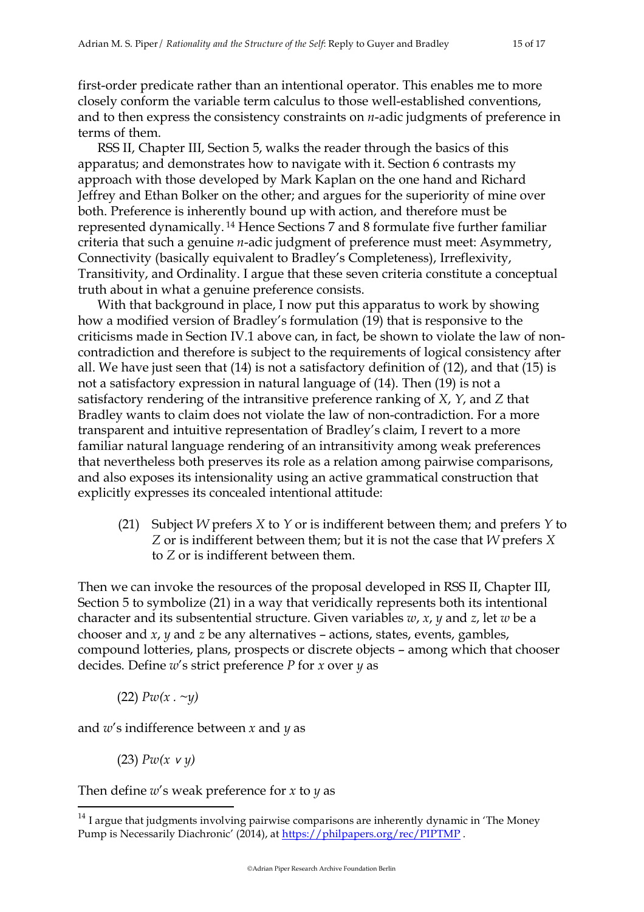first-order predicate rather than an intentional operator. This enables me to more closely conform the variable term calculus to those well-established conventions, and to then express the consistency constraints on *n*-adic judgments of preference in terms of them.

RSS II, Chapter III, Section 5, walks the reader through the basics of this apparatus; and demonstrates how to navigate with it. Section 6 contrasts my approach with those developed by Mark Kaplan on the one hand and Richard Jeffrey and Ethan Bolker on the other; and argues for the superiority of mine over both. Preference is inherently bound up with action, and therefore must be represented dynamically.[14] Hence Sections 7 and 8 formulate five further familiar criteria that such a genuine *n*-adic judgment of preference must meet: Asymmetry, Connectivity (basically equivalent to Bradley's Completeness), Irreflexivity, Transitivity, and Ordinality. I argue that these seven criteria constitute a conceptual truth about in what a genuine preference consists.

With that background in place, I now put this apparatus to work by showing how a modified version of Bradley's formulation (19) that is responsive to the criticisms made in Section IV.1 above can, in fact, be shown to violate the law of non-contradiction and therefore is subject to the requirements of logical consistency after all. We have just seen that (14) is not a satisfactory definition of (12), and that (15) is not a satisfactory expression in natural language of (14). Then (19) is not a satisfactory rendering of the intransitive preference ranking of *X*, *Y*, and *Z* that Bradley wants to claim does not violate the law of non-contradiction. For a more transparent and intuitive representation of Bradley's claim, I revert to a more familiar natural language rendering of an intransitivity among weak preferences that nevertheless both preserves its role as a relation among pairwise comparisons, and also exposes its intensionality using an active grammatical construction that explicitly expresses its concealed intentional attitude:

> (21) Subject *W* prefers *X* to *Y* or is indifferent between them; and prefers *Y* to *Z* or is indifferent between them; but it is not the case that *W* prefers *X* to *Z* or is indifferent between them.

Then we can invoke the resources of the proposal developed in RSS II, Chapter III, Section 5 to symbolize (21) in a way that veridically represents both its intentional character and its subsentential structure. Given variables *w*, *x*, *y* and *z*, let *w* be a chooser and *x*, *y* and *z* be any alternatives – actions, states, events, gambles, compound lotteries, plans, prospects or discrete objects – among which that chooser decides. Define *w*'s strict preference *P* for *x* over *y* as

(22) $Pw(x\ .\ {\sim}y)$

and *w*'s indifference between *x* and *y* as

(23) $Pw(x \vee y)$

Then define *w*'s weak preference for *x* to *y* as

---

[14] I argue that judgments involving pairwise comparisons are inherently dynamic in 'The Money Pump is Necessarily Diachronic' (2014), at https://philpapers.org/rec/PIPTMP .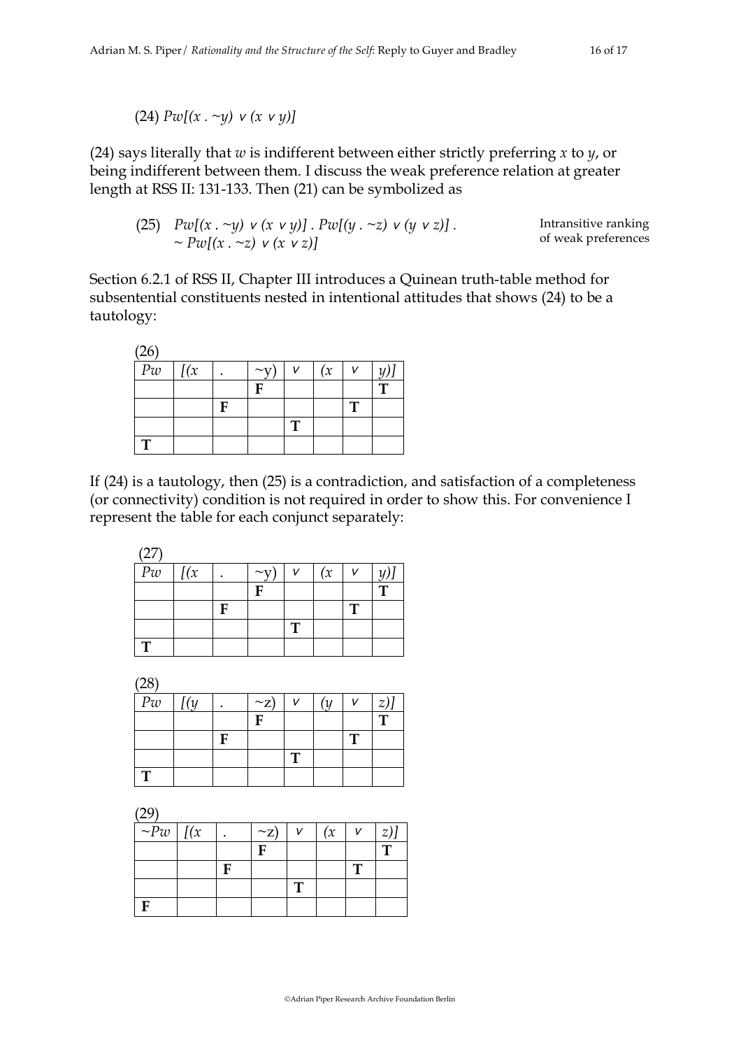(24) $Pw[(x \,.\, \sim y) \vee (x \vee y)]$

(24) says literally that *w* is indifferent between either strictly preferring *x* to *y*, or being indifferent between them. I discuss the weak preference relation at greater length at RSS II: 131-133. Then (21) can be symbolized as

(25) $Pw[(x \,.\, \sim y) \vee (x \vee y)] \,.\, Pw[(y \,.\, \sim z) \vee (y \vee z)] \,.\, \sim Pw[(x \,.\, \sim z) \vee (x \vee z)]$ — Intransitive ranking of weak preferences

Section 6.2.1 of RSS II, Chapter III introduces a Quinean truth-table method for subsentential constituents nested in intentional attitudes that shows (24) to be a tautology:

(26)

| *Pw* | *[(x* | . | ~y) | v | *(x* | v | *y)]* |
|---|---|---|---|---|---|---|---|
| | | | **F** | | | | **T** |
| | | **F** | | | | **T** | |
| | | | | **T** | | | |
| **T** | | | | | | | |

If (24) is a tautology, then (25) is a contradiction, and satisfaction of a completeness (or connectivity) condition is not required in order to show this. For convenience I represent the table for each conjunct separately:

(27)

| *Pw* | *[(x* | . | ~y) | v | *(x* | v | *y)]* |
|---|---|---|---|---|---|---|---|
| | | | **F** | | | | **T** |
| | | **F** | | | | **T** | |
| | | | | **T** | | | |
| **T** | | | | | | | |

(28)

| *Pw* | *[(y* | . | ~z) | v | *(y* | v | *z)]* |
|---|---|---|---|---|---|---|---|
| | | | **F** | | | | **T** |
| | | **F** | | | | **T** | |
| | | | | **T** | | | |
| **T** | | | | | | | |

(29)

| *~Pw* | *[(x* | . | ~z) | v | *(x* | v | *z)]* |
|---|---|---|---|---|---|---|---|
| | | | **F** | | | | **T** |
| | | **F** | | | | **T** | |
| | | | | **T** | | | |
| **F** | | | | | | | |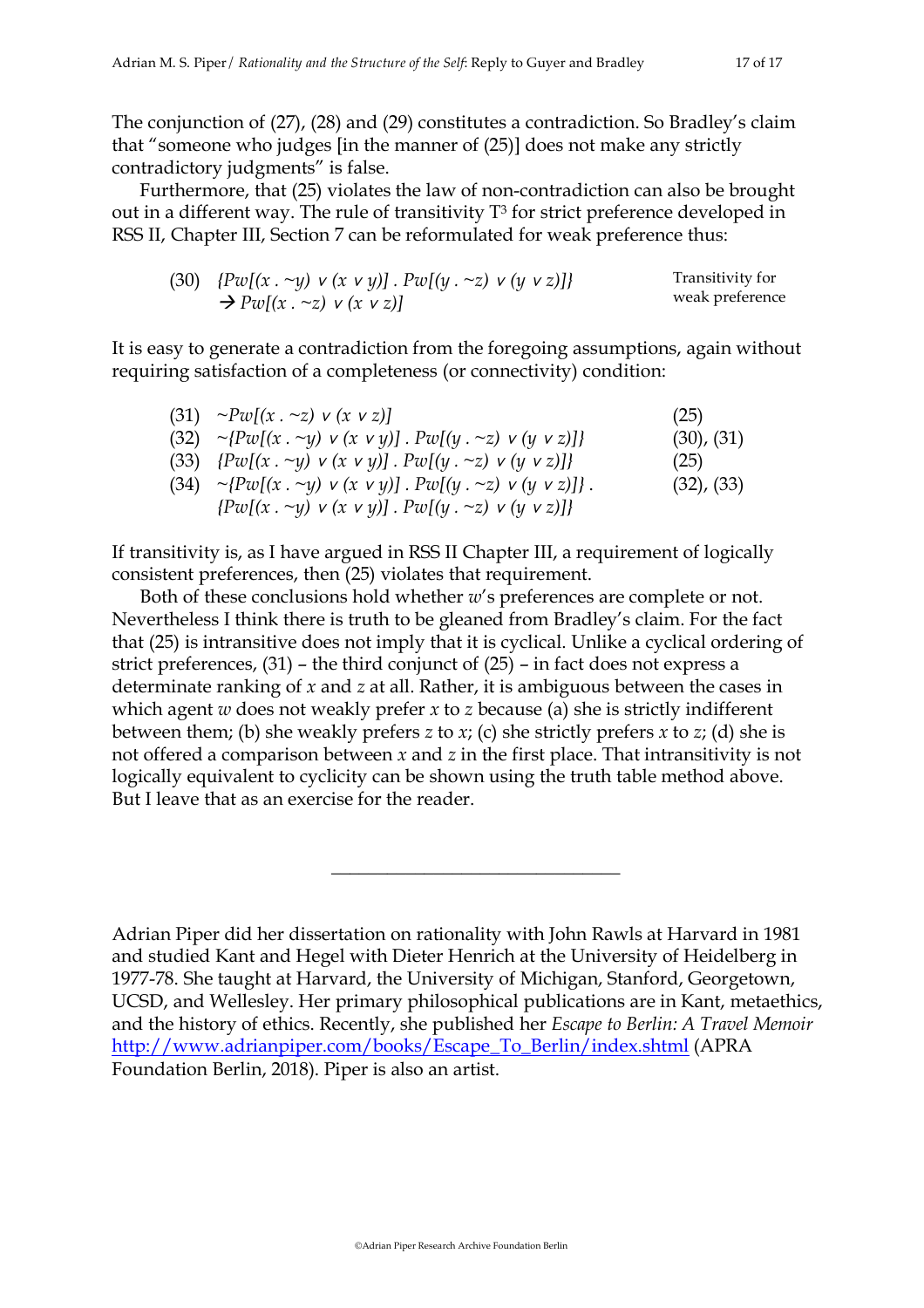The conjunction of (27), (28) and (29) constitutes a contradiction. So Bradley's claim that "someone who judges [in the manner of (25)] does not make any strictly contradictory judgments" is false.

Furthermore, that (25) violates the law of non-contradiction can also be brought out in a different way. The rule of transitivity T[3] for strict preference developed in RSS II, Chapter III, Section 7 can be reformulated for weak preference thus:

$$\text{(30)}\quad \{Pw[(x \,.\, {\sim}y) \vee (x \vee y)] \,.\, Pw[(y \,.\, {\sim}z) \vee (y \vee z)]\} \rightarrow Pw[(x \,.\, {\sim}z) \vee (x \vee z)] \qquad \text{Transitivity for weak preference}$$

It is easy to generate a contradiction from the foregoing assumptions, again without requiring satisfaction of a completeness (or connectivity) condition:

| | | |
|---|---|---|
| (31) | ${\sim}Pw[(x \,.\, {\sim}z) \vee (x \vee z)]$ | (25) |
| (32) | ${\sim}\{Pw[(x \,.\, {\sim}y) \vee (x \vee y)] \,.\, Pw[(y \,.\, {\sim}z) \vee (y \vee z)]\}$ | (30), (31) |
| (33) | $\{Pw[(x \,.\, {\sim}y) \vee (x \vee y)] \,.\, Pw[(y \,.\, {\sim}z) \vee (y \vee z)]\}$ | (25) |
| (34) | ${\sim}\{Pw[(x \,.\, {\sim}y) \vee (x \vee y)] \,.\, Pw[(y \,.\, {\sim}z) \vee (y \vee z)]\} \,.\, \{Pw[(x \,.\, {\sim}y) \vee (x \vee y)] \,.\, Pw[(y \,.\, {\sim}z) \vee (y \vee z)]\}$ | (32), (33) |

If transitivity is, as I have argued in RSS II Chapter III, a requirement of logically consistent preferences, then (25) violates that requirement.

Both of these conclusions hold whether $w$'s preferences are complete or not. Nevertheless I think there is truth to be gleaned from Bradley's claim. For the fact that (25) is intransitive does not imply that it is cyclical. Unlike a cyclical ordering of strict preferences, (31) – the third conjunct of (25) – in fact does not express a determinate ranking of $x$ and $z$ at all. Rather, it is ambiguous between the cases in which agent $w$ does not weakly prefer $x$ to $z$ because (a) she is strictly indifferent between them; (b) she weakly prefers $z$ to $x$; (c) she strictly prefers $x$ to $z$; (d) she is not offered a comparison between $x$ and $z$ in the first place. That intransitivity is not logically equivalent to cyclicity can be shown using the truth table method above. But I leave that as an exercise for the reader.

---

Adrian Piper did her dissertation on rationality with John Rawls at Harvard in 1981 and studied Kant and Hegel with Dieter Henrich at the University of Heidelberg in 1977-78. She taught at Harvard, the University of Michigan, Stanford, Georgetown, UCSD, and Wellesley. Her primary philosophical publications are in Kant, metaethics, and the history of ethics. Recently, she published her *Escape to Berlin: A Travel Memoir* http://www.adrianpiper.com/books/Escape_To_Berlin/index.shtml (APRA Foundation Berlin, 2018). Piper is also an artist.